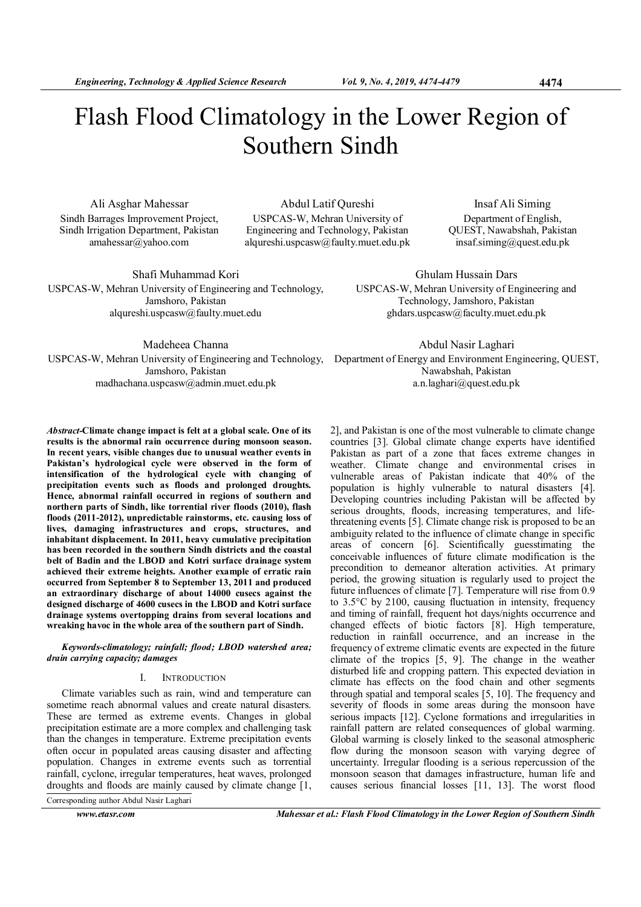# Flash Flood Climatology in the Lower Region of Southern Sindh

Ali Asghar Mahessar
Sindh Barrages Improvement Project, Sindh Irrigation Department, Pakistan
amahessar@yahoo.com

Abdul Latif Qureshi
USPCAS-W, Mehran University of Engineering and Technology, Pakistan
alqureshi.uspcasw@faulty.muet.edu.pk

Insaf Ali Siming
Department of English, QUEST, Nawabshah, Pakistan
insaf.siming@quest.edu.pk

Shafi Muhammad Kori
USPCAS-W, Mehran University of Engineering and Technology, Jamshoro, Pakistan
alqureshi.uspcasw@faulty.muet.edu

Ghulam Hussain Dars
USPCAS-W, Mehran University of Engineering and Technology, Jamshoro, Pakistan
ghdars.uspcasw@faculty.muet.edu.pk

Madeheea Channa
USPCAS-W, Mehran University of Engineering and Technology, Jamshoro, Pakistan
madhachana.uspcasw@admin.muet.edu.pk

Abdul Nasir Laghari
Department of Energy and Environment Engineering, QUEST, Nawabshah, Pakistan
a.n.laghari@quest.edu.pk

***Abstract*-Climate change impact is felt at a global scale. One of its results is the abnormal rain occurrence during monsoon season. In recent years, visible changes due to unusual weather events in Pakistan's hydrological cycle were observed in the form of intensification of the hydrological cycle with changing of precipitation events such as floods and prolonged droughts. Hence, abnormal rainfall occurred in regions of southern and northern parts of Sindh, like torrential river floods (2010), flash floods (2011-2012), unpredictable rainstorms, etc. causing loss of lives, damaging infrastructures and crops, structures, and inhabitant displacement. In 2011, heavy cumulative precipitation has been recorded in the southern Sindh districts and the coastal belt of Badin and the LBOD and Kotri surface drainage system achieved their extreme heights. Another example of erratic rain occurred from September 8 to September 13, 2011 and produced an extraordinary discharge of about 14000 cusecs against the designed discharge of 4600 cusecs in the LBOD and Kotri surface drainage systems overtopping drains from several locations and wreaking havoc in the whole area of the southern part of Sindh.**

***Keywords-climatology; rainfall; flood; LBOD watershed area; drain carrying capacity; damages***

## I. Introduction

Climate variables such as rain, wind and temperature can sometime reach abnormal values and create natural disasters. These are termed as extreme events. Changes in global precipitation estimate are a more complex and challenging task than the changes in temperature. Extreme precipitation events often occur in populated areas causing disaster and affecting population. Changes in extreme events such as torrential rainfall, cyclone, irregular temperatures, heat waves, prolonged droughts and floods are mainly caused by climate change [1, 2], and Pakistan is one of the most vulnerable to climate change countries [3]. Global climate change experts have identified Pakistan as part of a zone that faces extreme changes in weather. Climate change and environmental crises in vulnerable areas of Pakistan indicate that 40% of the population is highly vulnerable to natural disasters [4]. Developing countries including Pakistan will be affected by serious droughts, floods, increasing temperatures, and life-threatening events [5]. Climate change risk is proposed to be an ambiguity related to the influence of climate change in specific areas of concern [6]. Scientifically guesstimating the conceivable influences of future climate modification is the precondition to demeanor alteration activities. At primary period, the growing situation is regularly used to project the future influences of climate [7]. Temperature will rise from 0.9 to 3.5°C by 2100, causing fluctuation in intensity, frequency and timing of rainfall, frequent hot days/nights occurrence and changed effects of biotic factors [8]. High temperature, reduction in rainfall occurrence, and an increase in the frequency of extreme climatic events are expected in the future climate of the tropics [5, 9]. The change in the weather disturbed life and cropping pattern. This expected deviation in climate has effects on the food chain and other segments through spatial and temporal scales [5, 10]. The frequency and severity of floods in some areas during the monsoon have serious impacts [12]. Cyclone formations and irregularities in rainfall pattern are related consequences of global warming. Global warming is closely linked to the seasonal atmospheric flow during the monsoon season with varying degree of uncertainty. Irregular flooding is a serious repercussion of the monsoon season that damages infrastructure, human life and causes serious financial losses [11, 13]. The worst flood

Corresponding author Abdul Nasir Laghari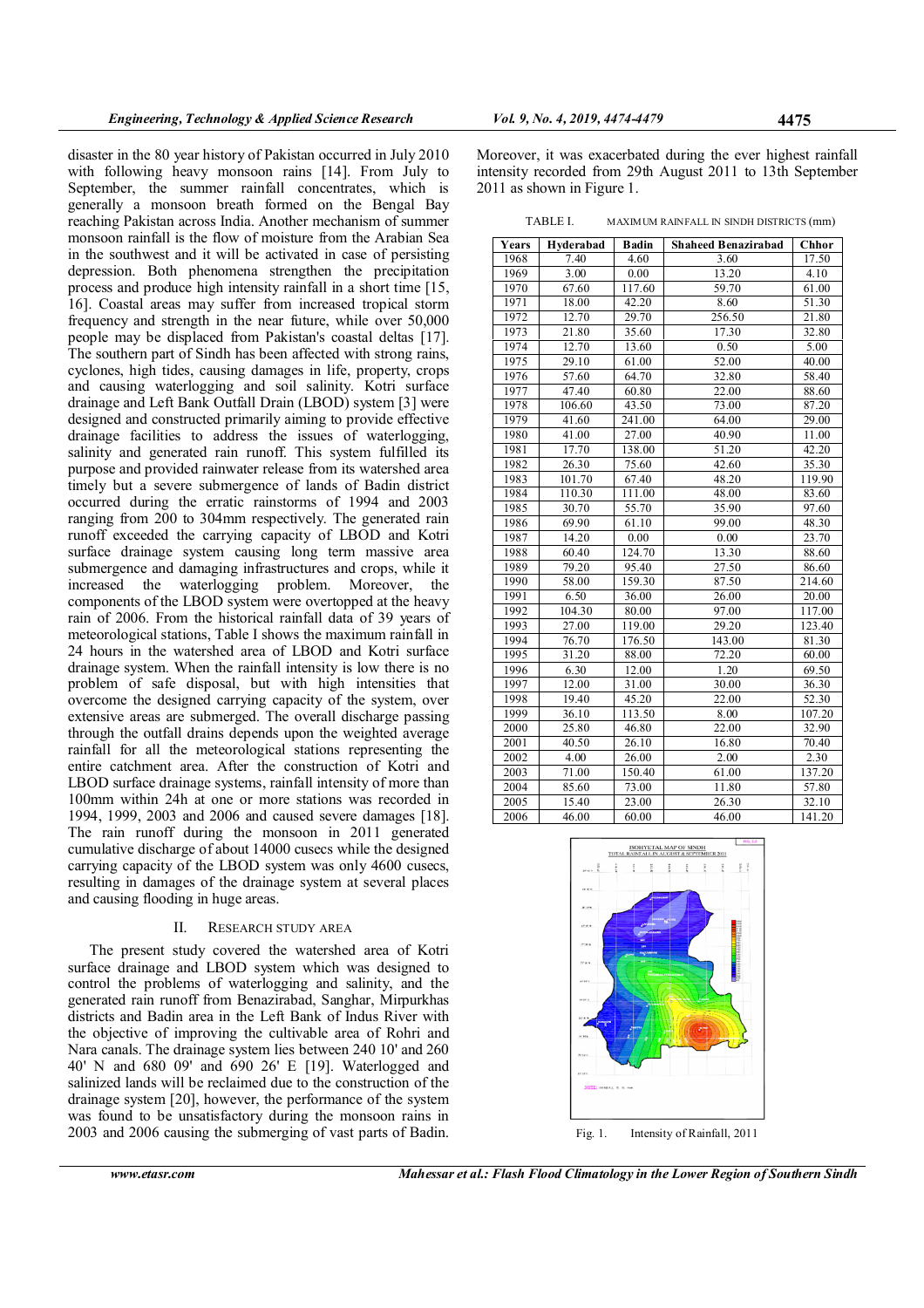disaster in the 80 year history of Pakistan occurred in July 2010 with following heavy monsoon rains [14]. From July to September, the summer rainfall concentrates, which is generally a monsoon breath formed on the Bengal Bay reaching Pakistan across India. Another mechanism of summer monsoon rainfall is the flow of moisture from the Arabian Sea in the southwest and it will be activated in case of persisting depression. Both phenomena strengthen the precipitation process and produce high intensity rainfall in a short time [15, 16]. Coastal areas may suffer from increased tropical storm frequency and strength in the near future, while over 50,000 people may be displaced from Pakistan's coastal deltas [17]. The southern part of Sindh has been affected with strong rains, cyclones, high tides, causing damages in life, property, crops and causing waterlogging and soil salinity. Kotri surface drainage and Left Bank Outfall Drain (LBOD) system [3] were designed and constructed primarily aiming to provide effective drainage facilities to address the issues of waterlogging, salinity and generated rain runoff. This system fulfilled its purpose and provided rainwater release from its watershed area timely but a severe submergence of lands of Badin district occurred during the erratic rainstorms of 1994 and 2003 ranging from 200 to 304mm respectively. The generated rain runoff exceeded the carrying capacity of LBOD and Kotri surface drainage system causing long term massive area submergence and damaging infrastructures and crops, while it increased the waterlogging problem. Moreover, the components of the LBOD system were overtopped at the heavy rain of 2006. From the historical rainfall data of 39 years of meteorological stations, Table I shows the maximum rainfall in 24 hours in the watershed area of LBOD and Kotri surface drainage system. When the rainfall intensity is low there is no problem of safe disposal, but with high intensities that overcome the designed carrying capacity of the system, over extensive areas are submerged. The overall discharge passing through the outfall drains depends upon the weighted average rainfall for all the meteorological stations representing the entire catchment area. After the construction of Kotri and LBOD surface drainage systems, rainfall intensity of more than 100mm within 24h at one or more stations was recorded in 1994, 1999, 2003 and 2006 and caused severe damages [18]. The rain runoff during the monsoon in 2011 generated cumulative discharge of about 14000 cusecs while the designed carrying capacity of the LBOD system was only 4600 cusecs, resulting in damages of the drainage system at several places and causing flooding in huge areas.

## II. RESEARCH STUDY AREA

The present study covered the watershed area of Kotri surface drainage and LBOD system which was designed to control the problems of waterlogging and salinity, and the generated rain runoff from Benazirabad, Sanghar, Mirpurkhas districts and Badin area in the Left Bank of Indus River with the objective of improving the cultivable area of Rohri and Nara canals. The drainage system lies between 240 10' and 260 40' N and 680 09' and 690 26' E [19]. Waterlogged and salinized lands will be reclaimed due to the construction of the drainage system [20], however, the performance of the system was found to be unsatisfactory during the monsoon rains in 2003 and 2006 causing the submerging of vast parts of Badin. Moreover, it was exacerbated during the ever highest rainfall intensity recorded from 29th August 2011 to 13th September 2011 as shown in Figure 1.

TABLE I. MAXIMUM RAINFALL IN SINDH DISTRICTS (mm)

| Years | Hyderabad | Badin | Shaheed Benazirabad | Chhor |
|---|---|---|---|---|
| 1968 | 7.40 | 4.60 | 3.60 | 17.50 |
| 1969 | 3.00 | 0.00 | 13.20 | 4.10 |
| 1970 | 67.60 | 117.60 | 59.70 | 61.00 |
| 1971 | 18.00 | 42.20 | 8.60 | 51.30 |
| 1972 | 12.70 | 29.70 | 256.50 | 21.80 |
| 1973 | 21.80 | 35.60 | 17.30 | 32.80 |
| 1974 | 12.70 | 13.60 | 0.50 | 5.00 |
| 1975 | 29.10 | 61.00 | 52.00 | 40.00 |
| 1976 | 57.60 | 64.70 | 32.80 | 58.40 |
| 1977 | 47.40 | 60.80 | 22.00 | 88.60 |
| 1978 | 106.60 | 43.50 | 73.00 | 87.20 |
| 1979 | 41.60 | 241.00 | 64.00 | 29.00 |
| 1980 | 41.00 | 27.00 | 40.90 | 11.00 |
| 1981 | 17.70 | 138.00 | 51.20 | 42.20 |
| 1982 | 26.30 | 75.60 | 42.60 | 35.30 |
| 1983 | 101.70 | 67.40 | 48.20 | 119.90 |
| 1984 | 110.30 | 111.00 | 48.00 | 83.60 |
| 1985 | 30.70 | 55.70 | 35.90 | 97.60 |
| 1986 | 69.90 | 61.10 | 99.00 | 48.30 |
| 1987 | 14.20 | 0.00 | 0.00 | 23.70 |
| 1988 | 60.40 | 124.70 | 13.30 | 88.60 |
| 1989 | 79.20 | 95.40 | 27.50 | 86.60 |
| 1990 | 58.00 | 159.30 | 87.50 | 214.60 |
| 1991 | 6.50 | 36.00 | 26.00 | 20.00 |
| 1992 | 104.30 | 80.00 | 97.00 | 117.00 |
| 1993 | 27.00 | 119.00 | 29.20 | 123.40 |
| 1994 | 76.70 | 176.50 | 143.00 | 81.30 |
| 1995 | 31.20 | 88.00 | 72.20 | 60.00 |
| 1996 | 6.30 | 12.00 | 1.20 | 69.50 |
| 1997 | 12.00 | 31.00 | 30.00 | 36.30 |
| 1998 | 19.40 | 45.20 | 22.00 | 52.30 |
| 1999 | 36.10 | 113.50 | 8.00 | 107.20 |
| 2000 | 25.80 | 46.80 | 22.00 | 32.90 |
| 2001 | 40.50 | 26.10 | 16.80 | 70.40 |
| 2002 | 4.00 | 26.00 | 2.00 | 2.30 |
| 2003 | 71.00 | 150.40 | 61.00 | 137.20 |
| 2004 | 85.60 | 73.00 | 11.80 | 57.80 |
| 2005 | 15.40 | 23.00 | 26.30 | 32.10 |
| 2006 | 46.00 | 60.00 | 46.00 | 141.20 |

Fig. 1. Intensity of Rainfall, 2011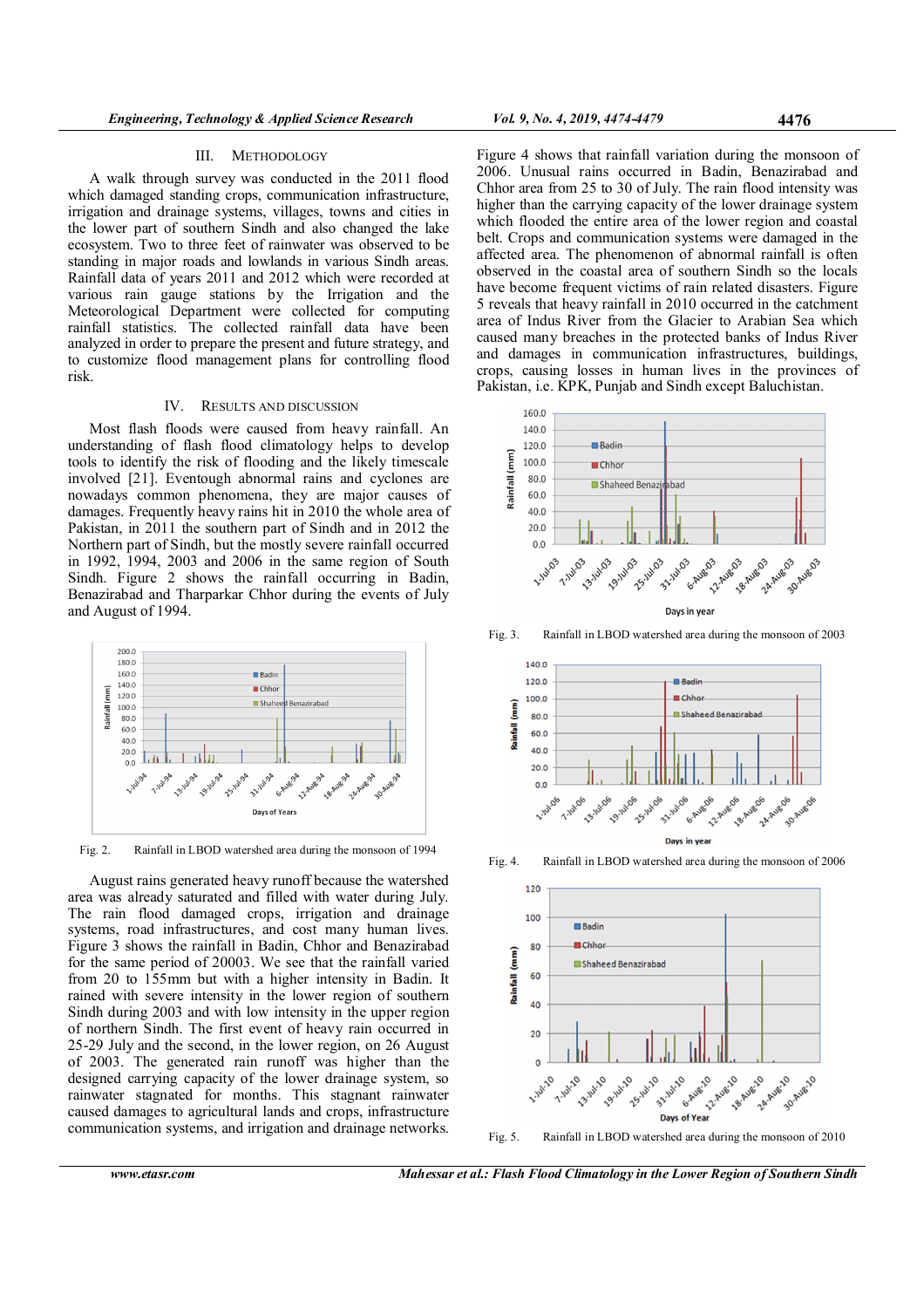## III. METHODOLOGY

A walk through survey was conducted in the 2011 flood which damaged standing crops, communication infrastructure, irrigation and drainage systems, villages, towns and cities in the lower part of southern Sindh and also changed the lake ecosystem. Two to three feet of rainwater was observed to be standing in major roads and lowlands in various Sindh areas. Rainfall data of years 2011 and 2012 which were recorded at various rain gauge stations by the Irrigation and the Meteorological Department were collected for computing rainfall statistics. The collected rainfall data have been analyzed in order to prepare the present and future strategy, and to customize flood management plans for controlling flood risk.

## IV. RESULTS AND DISCUSSION

Most flash floods were caused from heavy rainfall. An understanding of flash flood climatology helps to develop tools to identify the risk of flooding and the likely timescale involved [21]. Eventough abnormal rains and cyclones are nowadays common phenomena, they are major causes of damages. Frequently heavy rains hit in 2010 the whole area of Pakistan, in 2011 the southern part of Sindh and in 2012 the Northern part of Sindh, but the mostly severe rainfall occurred in 1992, 1994, 2003 and 2006 in the same region of South Sindh. Figure 2 shows the rainfall occurring in Badin, Benazirabad and Tharparkar Chhor during the events of July and August of 1994.

Fig. 2. Rainfall in LBOD watershed area during the monsoon of 1994

August rains generated heavy runoff because the watershed area was already saturated and filled with water during July. The rain flood damaged crops, irrigation and drainage systems, road infrastructures, and cost many human lives. Figure 3 shows the rainfall in Badin, Chhor and Benazirabad for the same period of 20003. We see that the rainfall varied from 20 to 155mm but with a higher intensity in Badin. It rained with severe intensity in the lower region of southern Sindh during 2003 and with low intensity in the upper region of northern Sindh. The first event of heavy rain occurred in 25-29 July and the second, in the lower region, on 26 August of 2003. The generated rain runoff was higher than the designed carrying capacity of the lower drainage system, so rainwater stagnated for months. This stagnant rainwater caused damages to agricultural lands and crops, infrastructure communication systems, and irrigation and drainage networks.

Figure 4 shows that rainfall variation during the monsoon of 2006. Unusual rains occurred in Badin, Benazirabad and Chhor area from 25 to 30 of July. The rain flood intensity was higher than the carrying capacity of the lower drainage system which flooded the entire area of the lower region and coastal belt. Crops and communication systems were damaged in the affected area. The phenomenon of abnormal rainfall is often observed in the coastal area of southern Sindh so the locals have become frequent victims of rain related disasters. Figure 5 reveals that heavy rainfall in 2010 occurred in the catchment area of Indus River from the Glacier to Arabian Sea which caused many breaches in the protected banks of Indus River and damages in communication infrastructures, buildings, crops, causing losses in human lives in the provinces of Pakistan, i.e. KPK, Punjab and Sindh except Baluchistan.

Fig. 3. Rainfall in LBOD watershed area during the monsoon of 2003

Fig. 4. Rainfall in LBOD watershed area during the monsoon of 2006

Fig. 5. Rainfall in LBOD watershed area during the monsoon of 2010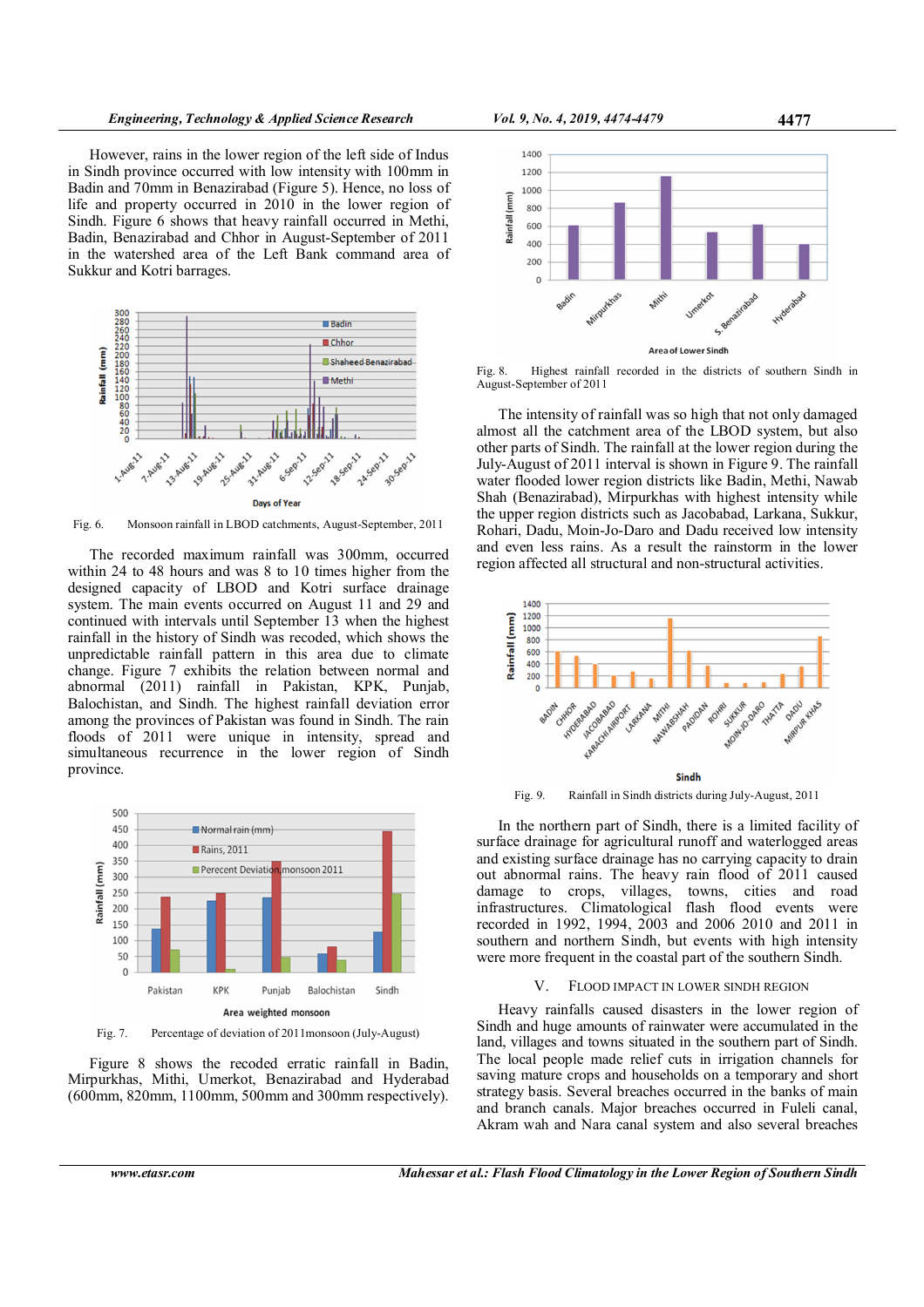However, rains in the lower region of the left side of Indus in Sindh province occurred with low intensity with 100mm in Badin and 70mm in Benazirabad (Figure 5). Hence, no loss of life and property occurred in 2010 in the lower region of Sindh. Figure 6 shows that heavy rainfall occurred in Methi, Badin, Benazirabad and Chhor in August-September of 2011 in the watershed area of the Left Bank command area of Sukkur and Kotri barrages.

Fig. 6. Monsoon rainfall in LBOD catchments, August-September, 2011

The recorded maximum rainfall was 300mm, occurred within 24 to 48 hours and was 8 to 10 times higher from the designed capacity of LBOD and Kotri surface drainage system. The main events occurred on August 11 and 29 and continued with intervals until September 13 when the highest rainfall in the history of Sindh was recoded, which shows the unpredictable rainfall pattern in this area due to climate change. Figure 7 exhibits the relation between normal and abnormal (2011) rainfall in Pakistan, KPK, Punjab, Balochistan, and Sindh. The highest rainfall deviation error among the provinces of Pakistan was found in Sindh. The rain floods of 2011 were unique in intensity, spread and simultaneous recurrence in the lower region of Sindh province.

Fig. 7. Percentage of deviation of 2011monsoon (July-August)

Figure 8 shows the recoded erratic rainfall in Badin, Mirpurkhas, Mithi, Umerkot, Benazirabad and Hyderabad (600mm, 820mm, 1100mm, 500mm and 300mm respectively).

Fig. 8. Highest rainfall recorded in the districts of southern Sindh in August-September of 2011

The intensity of rainfall was so high that not only damaged almost all the catchment area of the LBOD system, but also other parts of Sindh. The rainfall at the lower region during the July-August of 2011 interval is shown in Figure 9. The rainfall water flooded lower region districts like Badin, Methi, Nawab Shah (Benazirabad), Mirpurkhas with highest intensity while the upper region districts such as Jacobabad, Larkana, Sukkur, Rohari, Dadu, Moin-Jo-Daro and Dadu received low intensity and even less rains. As a result the rainstorm in the lower region affected all structural and non-structural activities.

Fig. 9. Rainfall in Sindh districts during July-August, 2011

In the northern part of Sindh, there is a limited facility of surface drainage for agricultural runoff and waterlogged areas and existing surface drainage has no carrying capacity to drain out abnormal rains. The heavy rain flood of 2011 caused damage to crops, villages, towns, cities and road infrastructures. Climatological flash flood events were recorded in 1992, 1994, 2003 and 2006 2010 and 2011 in southern and northern Sindh, but events with high intensity were more frequent in the coastal part of the southern Sindh.

## V. FLOOD IMPACT IN LOWER SINDH REGION

Heavy rainfalls caused disasters in the lower region of Sindh and huge amounts of rainwater were accumulated in the land, villages and towns situated in the southern part of Sindh. The local people made relief cuts in irrigation channels for saving mature crops and households on a temporary and short strategy basis. Several breaches occurred in the banks of main and branch canals. Major breaches occurred in Fuleli canal, Akram wah and Nara canal system and also several breaches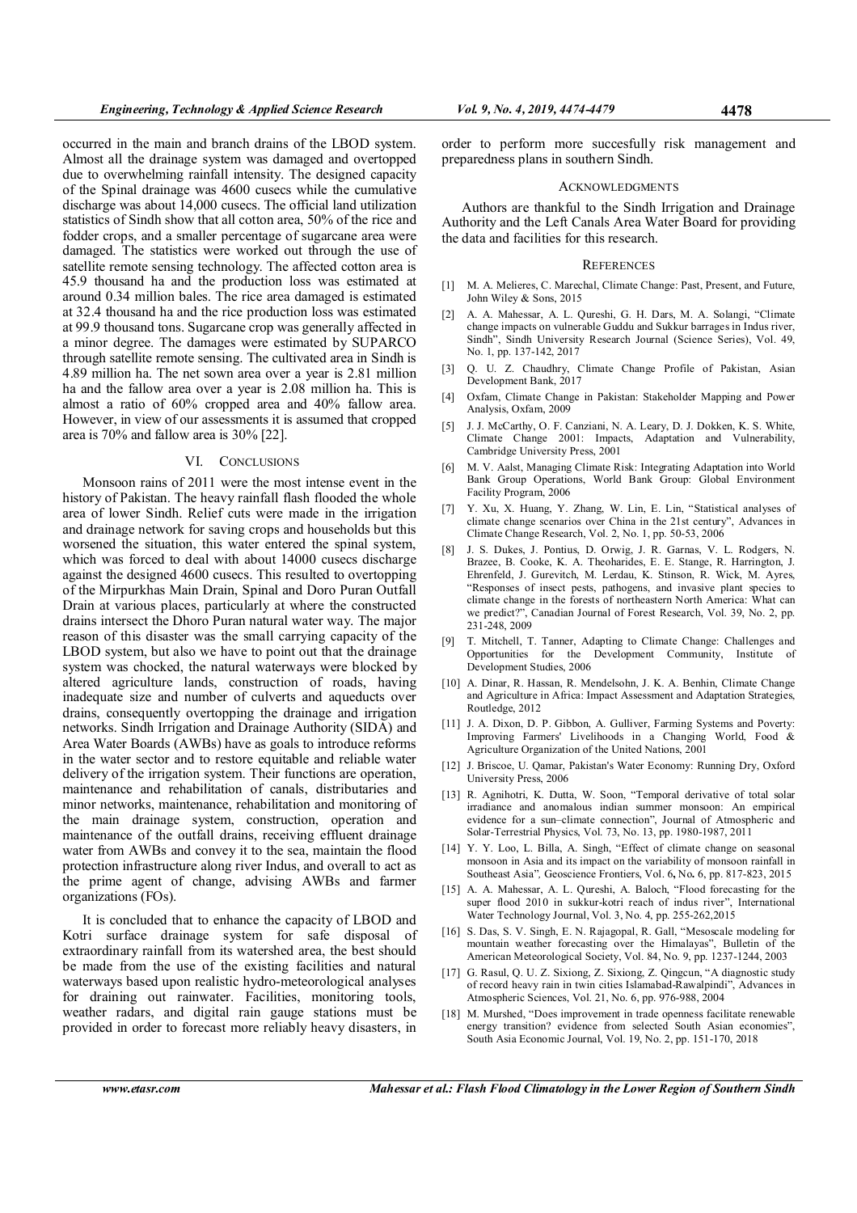occurred in the main and branch drains of the LBOD system. Almost all the drainage system was damaged and overtopped due to overwhelming rainfall intensity. The designed capacity of the Spinal drainage was 4600 cusecs while the cumulative discharge was about 14,000 cusecs. The official land utilization statistics of Sindh show that all cotton area, 50% of the rice and fodder crops, and a smaller percentage of sugarcane area were damaged. The statistics were worked out through the use of satellite remote sensing technology. The affected cotton area is 45.9 thousand ha and the production loss was estimated at around 0.34 million bales. The rice area damaged is estimated at 32.4 thousand ha and the rice production loss was estimated at 99.9 thousand tons. Sugarcane crop was generally affected in a minor degree. The damages were estimated by SUPARCO through satellite remote sensing. The cultivated area in Sindh is 4.89 million ha. The net sown area over a year is 2.81 million ha and the fallow area over a year is 2.08 million ha. This is almost a ratio of 60% cropped area and 40% fallow area. However, in view of our assessments it is assumed that cropped area is 70% and fallow area is 30% [22].

## VI. CONCLUSIONS

Monsoon rains of 2011 were the most intense event in the history of Pakistan. The heavy rainfall flash flooded the whole area of lower Sindh. Relief cuts were made in the irrigation and drainage network for saving crops and households but this worsened the situation, this water entered the spinal system, which was forced to deal with about 14000 cusecs discharge against the designed 4600 cusecs. This resulted to overtopping of the Mirpurkhas Main Drain, Spinal and Doro Puran Outfall Drain at various places, particularly at where the constructed drains intersect the Dhoro Puran natural water way. The major reason of this disaster was the small carrying capacity of the LBOD system, but also we have to point out that the drainage system was chocked, the natural waterways were blocked by altered agriculture lands, construction of roads, having inadequate size and number of culverts and aqueducts over drains, consequently overtopping the drainage and irrigation networks. Sindh Irrigation and Drainage Authority (SIDA) and Area Water Boards (AWBs) have as goals to introduce reforms in the water sector and to restore equitable and reliable water delivery of the irrigation system. Their functions are operation, maintenance and rehabilitation of canals, distributaries and minor networks, maintenance, rehabilitation and monitoring of the main drainage system, construction, operation and maintenance of the outfall drains, receiving effluent drainage water from AWBs and convey it to the sea, maintain the flood protection infrastructure along river Indus, and overall to act as the prime agent of change, advising AWBs and farmer organizations (FOs).

It is concluded that to enhance the capacity of LBOD and Kotri surface drainage system for safe disposal of extraordinary rainfall from its watershed area, the best should be made from the use of the existing facilities and natural waterways based upon realistic hydro-meteorological analyses for draining out rainwater. Facilities, monitoring tools, weather radars, and digital rain gauge stations must be provided in order to forecast more reliably heavy disasters, in order to perform more succesfully risk management and preparedness plans in southern Sindh.

## ACKNOWLEDGMENTS

Authors are thankful to the Sindh Irrigation and Drainage Authority and the Left Canals Area Water Board for providing the data and facilities for this research.

## REFERENCES

[1] M. A. Melieres, C. Marechal, Climate Change: Past, Present, and Future, John Wiley & Sons, 2015

[2] A. A. Mahessar, A. L. Qureshi, G. H. Dars, M. A. Solangi, "Climate change impacts on vulnerable Guddu and Sukkur barrages in Indus river, Sindh", Sindh University Research Journal (Science Series), Vol. 49, No. 1, pp. 137-142, 2017

[3] Q. U. Z. Chaudhry, Climate Change Profile of Pakistan, Asian Development Bank, 2017

[4] Oxfam, Climate Change in Pakistan: Stakeholder Mapping and Power Analysis, Oxfam, 2009

[5] J. J. McCarthy, O. F. Canziani, N. A. Leary, D. J. Dokken, K. S. White, Climate Change 2001: Impacts, Adaptation and Vulnerability, Cambridge University Press, 2001

[6] M. V. Aalst, Managing Climate Risk: Integrating Adaptation into World Bank Group Operations, World Bank Group: Global Environment Facility Program, 2006

[7] Y. Xu, X. Huang, Y. Zhang, W. Lin, E. Lin, "Statistical analyses of climate change scenarios over China in the 21st century", Advances in Climate Change Research, Vol. 2, No. 1, pp. 50-53, 2006

[8] J. S. Dukes, J. Pontius, D. Orwig, J. R. Garnas, V. L. Rodgers, N. Brazee, B. Cooke, K. A. Theoharides, E. E. Stange, R. Harrington, J. Ehrenfeld, J. Gurevitch, M. Lerdau, K. Stinson, R. Wick, M. Ayres, "Responses of insect pests, pathogens, and invasive plant species to climate change in the forests of northeastern North America: What can we predict?", Canadian Journal of Forest Research, Vol. 39, No. 2, pp. 231-248, 2009

[9] T. Mitchell, T. Tanner, Adapting to Climate Change: Challenges and Opportunities for the Development Community, Institute of Development Studies, 2006

[10] A. Dinar, R. Hassan, R. Mendelsohn, J. K. A. Benhin, Climate Change and Agriculture in Africa: Impact Assessment and Adaptation Strategies, Routledge, 2012

[11] J. A. Dixon, D. P. Gibbon, A. Gulliver, Farming Systems and Poverty: Improving Farmers' Livelihoods in a Changing World, Food & Agriculture Organization of the United Nations, 2001

[12] J. Briscoe, U. Qamar, Pakistan's Water Economy: Running Dry, Oxford University Press, 2006

[13] R. Agnihotri, K. Dutta, W. Soon, "Temporal derivative of total solar irradiance and anomalous indian summer monsoon: An empirical evidence for a sun–climate connection", Journal of Atmospheric and Solar-Terrestrial Physics, Vol. 73, No. 13, pp. 1980-1987, 2011

[14] Y. Y. Loo, L. Billa, A. Singh, "Effect of climate change on seasonal monsoon in Asia and its impact on the variability of monsoon rainfall in Southeast Asia", Geoscience Frontiers, Vol. 6, No. 6, pp. 817-823, 2015

[15] A. A. Mahessar, A. L. Qureshi, A. Baloch, "Flood forecasting for the super flood 2010 in sukkur-kotri reach of indus river", International Water Technology Journal, Vol. 3, No. 4, pp. 255-262,2015

[16] S. Das, S. V. Singh, E. N. Rajagopal, R. Gall, "Mesoscale modeling for mountain weather forecasting over the Himalayas", Bulletin of the American Meteorological Society, Vol. 84, No. 9, pp. 1237-1244, 2003

[17] G. Rasul, Q. U. Z. Sixiong, Z. Sixiong, Z. Qingcun, "A diagnostic study of record heavy rain in twin cities Islamabad-Rawalpindi", Advances in Atmospheric Sciences, Vol. 21, No. 6, pp. 976-988, 2004

[18] M. Murshed, "Does improvement in trade openness facilitate renewable energy transition? evidence from selected South Asian economies", South Asia Economic Journal, Vol. 19, No. 2, pp. 151-170, 2018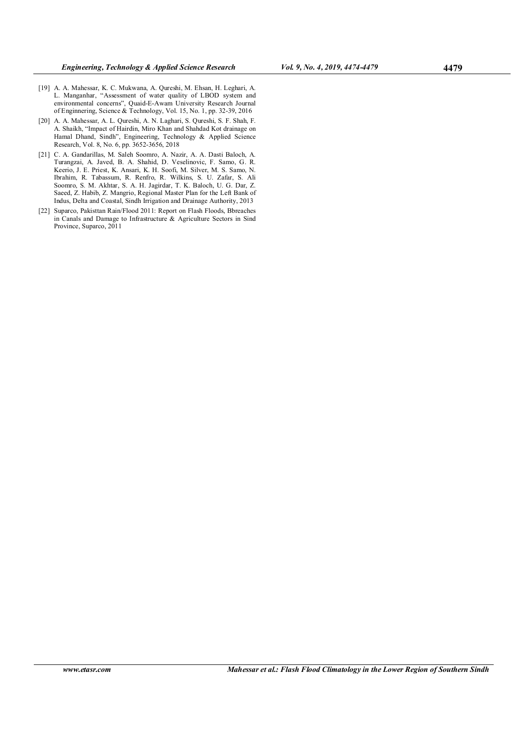[19] A. A. Mahessar, K. C. Mukwana, A. Qureshi, M. Ehsan, H. Leghari, A. L. Manganhar, "Assessment of water quality of LBOD system and environmental concerns", Quaid-E-Awam University Research Journal of Enginnering, Science & Technology, Vol. 15, No. 1, pp. 32-39, 2016

[20] A. A. Mahessar, A. L. Qureshi, A. N. Laghari, S. Qureshi, S. F. Shah, F. A. Shaikh, "Impact of Hairdin, Miro Khan and Shahdad Kot drainage on Hamal Dhand, Sindh", Engineering, Technology & Applied Science Research, Vol. 8, No. 6, pp. 3652-3656, 2018

[21] C. A. Gandarillas, M. Saleh Soomro, A. Nazir, A. A. Dasti Baloch, A. Turangzai, A. Javed, B. A. Shahid, D. Veselinovic, F. Samo, G. R. Keerio, J. E. Priest, K. Ansari, K. H. Soofi, M. Silver, M. S. Samo, N. Ibrahim, R. Tabassum, R. Renfro, R. Wilkins, S. U. Zafar, S. Ali Soomro, S. M. Akhtar, S. A. H. Jagirdar, T. K. Baloch, U. G. Dar, Z. Saeed, Z. Habib, Z. Mangrio, Regional Master Plan for the Left Bank of Indus, Delta and Coastal, Sindh Irrigation and Drainage Authority, 2013

[22] Suparco, Pakisttan Rain/Flood 2011: Report on Flash Floods, Bbreaches in Canals and Damage to Infrastructure & Agriculture Sectors in Sind Province, Suparco, 2011